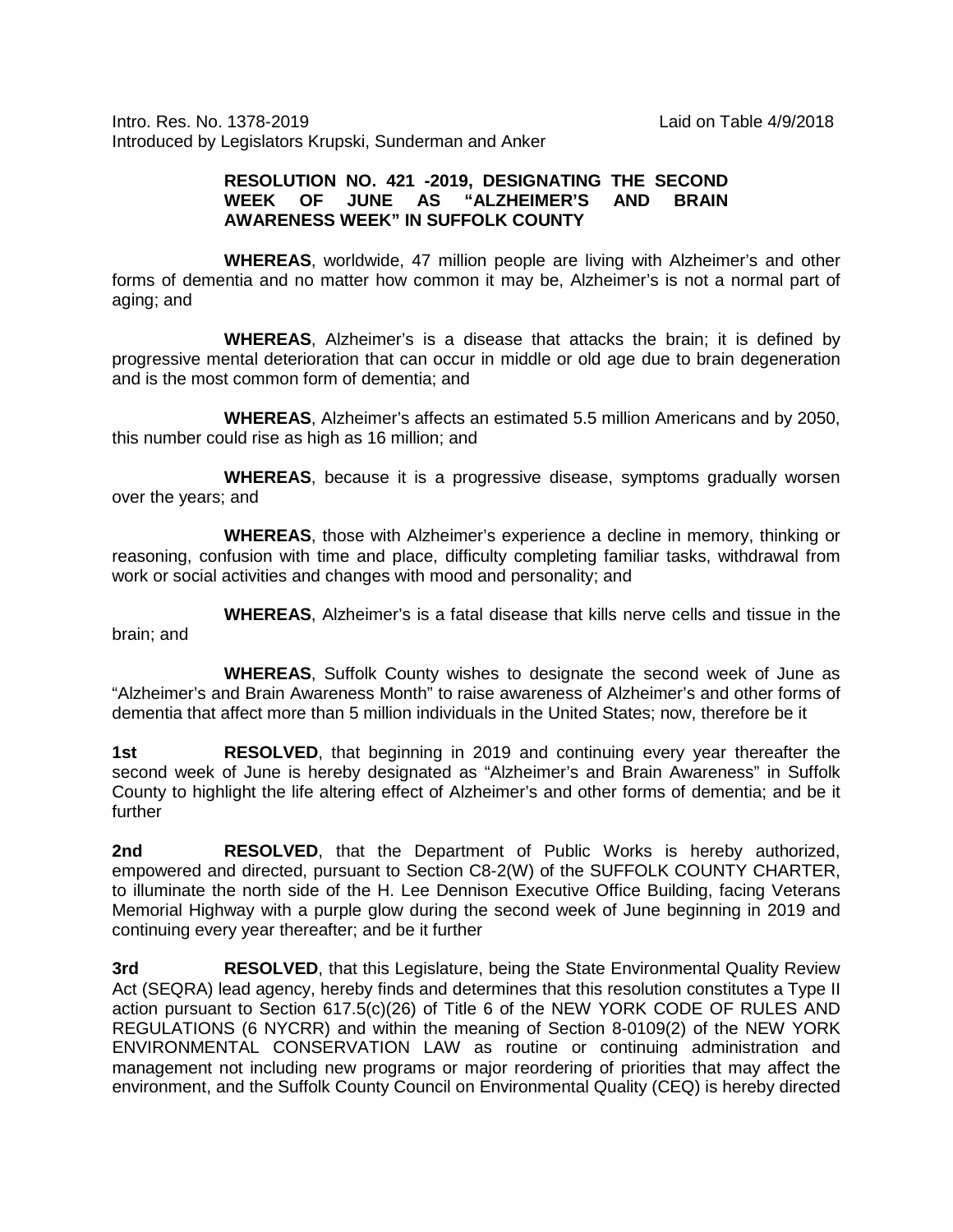Intro. Res. No. 1378-2019 Laid on Table 4/9/2018
Introduced by Legislators Krupski, Sunderman and Anker

**RESOLUTION NO. 421 -2019, DESIGNATING THE SECOND WEEK OF JUNE AS "ALZHEIMER'S AND BRAIN AWARENESS WEEK" IN SUFFOLK COUNTY**

**WHEREAS**, worldwide, 47 million people are living with Alzheimer's and other forms of dementia and no matter how common it may be, Alzheimer's is not a normal part of aging; and

**WHEREAS**, Alzheimer's is a disease that attacks the brain; it is defined by progressive mental deterioration that can occur in middle or old age due to brain degeneration and is the most common form of dementia; and

**WHEREAS**, Alzheimer's affects an estimated 5.5 million Americans and by 2050, this number could rise as high as 16 million; and

**WHEREAS**, because it is a progressive disease, symptoms gradually worsen over the years; and

**WHEREAS**, those with Alzheimer's experience a decline in memory, thinking or reasoning, confusion with time and place, difficulty completing familiar tasks, withdrawal from work or social activities and changes with mood and personality; and

**WHEREAS**, Alzheimer's is a fatal disease that kills nerve cells and tissue in the brain; and

**WHEREAS**, Suffolk County wishes to designate the second week of June as "Alzheimer's and Brain Awareness Month" to raise awareness of Alzheimer's and other forms of dementia that affect more than 5 million individuals in the United States; now, therefore be it

**1st RESOLVED**, that beginning in 2019 and continuing every year thereafter the second week of June is hereby designated as "Alzheimer's and Brain Awareness" in Suffolk County to highlight the life altering effect of Alzheimer's and other forms of dementia; and be it further

**2nd RESOLVED**, that the Department of Public Works is hereby authorized, empowered and directed, pursuant to Section C8-2(W) of the SUFFOLK COUNTY CHARTER, to illuminate the north side of the H. Lee Dennison Executive Office Building, facing Veterans Memorial Highway with a purple glow during the second week of June beginning in 2019 and continuing every year thereafter; and be it further

**3rd RESOLVED**, that this Legislature, being the State Environmental Quality Review Act (SEQRA) lead agency, hereby finds and determines that this resolution constitutes a Type II action pursuant to Section 617.5(c)(26) of Title 6 of the NEW YORK CODE OF RULES AND REGULATIONS (6 NYCRR) and within the meaning of Section 8-0109(2) of the NEW YORK ENVIRONMENTAL CONSERVATION LAW as routine or continuing administration and management not including new programs or major reordering of priorities that may affect the environment, and the Suffolk County Council on Environmental Quality (CEQ) is hereby directed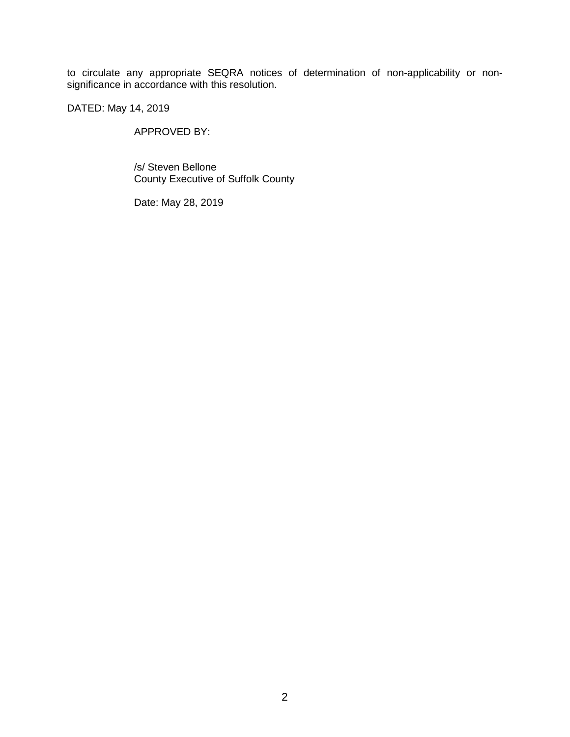to circulate any appropriate SEQRA notices of determination of non-applicability or non-significance in accordance with this resolution.

DATED: May 14, 2019

APPROVED BY:

/s/ Steven Bellone
County Executive of Suffolk County

Date: May 28, 2019